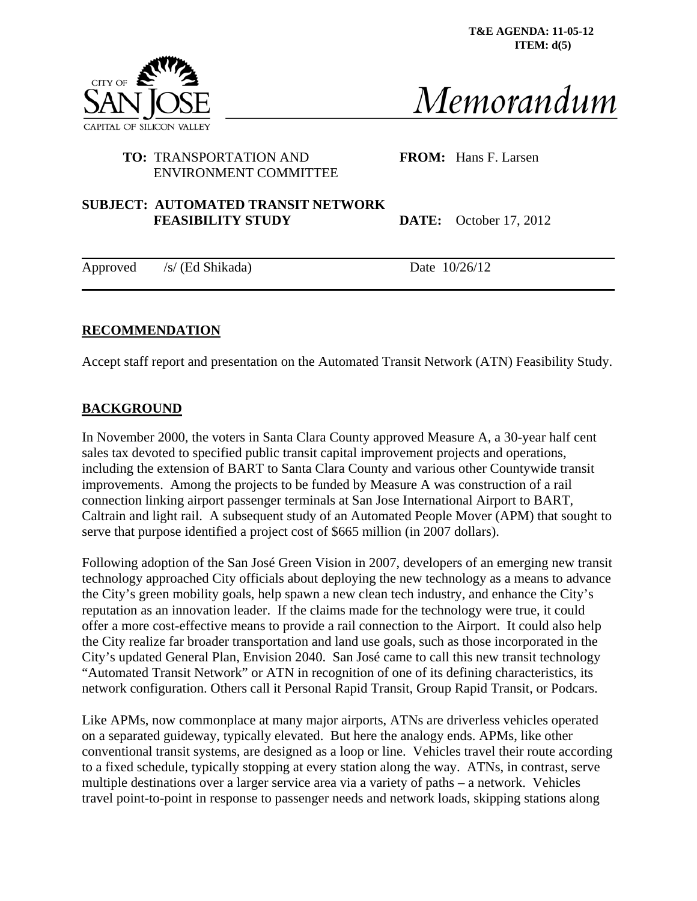**T&E AGENDA: 11-05-12**
**ITEM: d(5)**

CITY OF SAN JOSE
CAPITAL OF SILICON VALLEY

# *Memorandum*

**TO:** TRANSPORTATION AND ENVIRONMENT COMMITTEE

**FROM:** Hans F. Larsen

**SUBJECT: AUTOMATED TRANSIT NETWORK FEASIBILITY STUDY**

**DATE:** October 17, 2012

Approved /s/ (Ed Shikada) Date 10/26/12

## RECOMMENDATION

Accept staff report and presentation on the Automated Transit Network (ATN) Feasibility Study.

## BACKGROUND

In November 2000, the voters in Santa Clara County approved Measure A, a 30-year half cent sales tax devoted to specified public transit capital improvement projects and operations, including the extension of BART to Santa Clara County and various other Countywide transit improvements. Among the projects to be funded by Measure A was construction of a rail connection linking airport passenger terminals at San Jose International Airport to BART, Caltrain and light rail. A subsequent study of an Automated People Mover (APM) that sought to serve that purpose identified a project cost of $665 million (in 2007 dollars).

Following adoption of the San José Green Vision in 2007, developers of an emerging new transit technology approached City officials about deploying the new technology as a means to advance the City's green mobility goals, help spawn a new clean tech industry, and enhance the City's reputation as an innovation leader. If the claims made for the technology were true, it could offer a more cost-effective means to provide a rail connection to the Airport. It could also help the City realize far broader transportation and land use goals, such as those incorporated in the City's updated General Plan, Envision 2040. San José came to call this new transit technology "Automated Transit Network" or ATN in recognition of one of its defining characteristics, its network configuration. Others call it Personal Rapid Transit, Group Rapid Transit, or Podcars.

Like APMs, now commonplace at many major airports, ATNs are driverless vehicles operated on a separated guideway, typically elevated. But here the analogy ends. APMs, like other conventional transit systems, are designed as a loop or line. Vehicles travel their route according to a fixed schedule, typically stopping at every station along the way. ATNs, in contrast, serve multiple destinations over a larger service area via a variety of paths – a network. Vehicles travel point-to-point in response to passenger needs and network loads, skipping stations along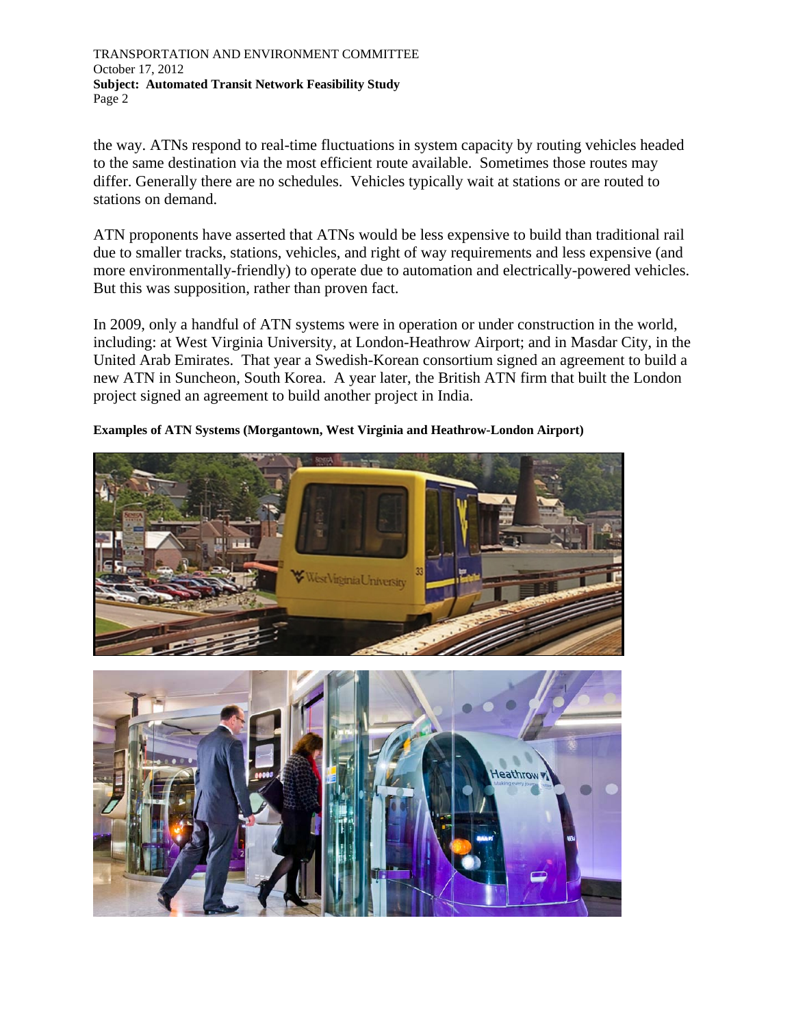the way. ATNs respond to real-time fluctuations in system capacity by routing vehicles headed to the same destination via the most efficient route available. Sometimes those routes may differ. Generally there are no schedules. Vehicles typically wait at stations or are routed to stations on demand.

ATN proponents have asserted that ATNs would be less expensive to build than traditional rail due to smaller tracks, stations, vehicles, and right of way requirements and less expensive (and more environmentally-friendly) to operate due to automation and electrically-powered vehicles. But this was supposition, rather than proven fact.

In 2009, only a handful of ATN systems were in operation or under construction in the world, including: at West Virginia University, at London-Heathrow Airport; and in Masdar City, in the United Arab Emirates. That year a Swedish-Korean consortium signed an agreement to build a new ATN in Suncheon, South Korea. A year later, the British ATN firm that built the London project signed an agreement to build another project in India.

**Examples of ATN Systems (Morgantown, West Virginia and Heathrow-London Airport)**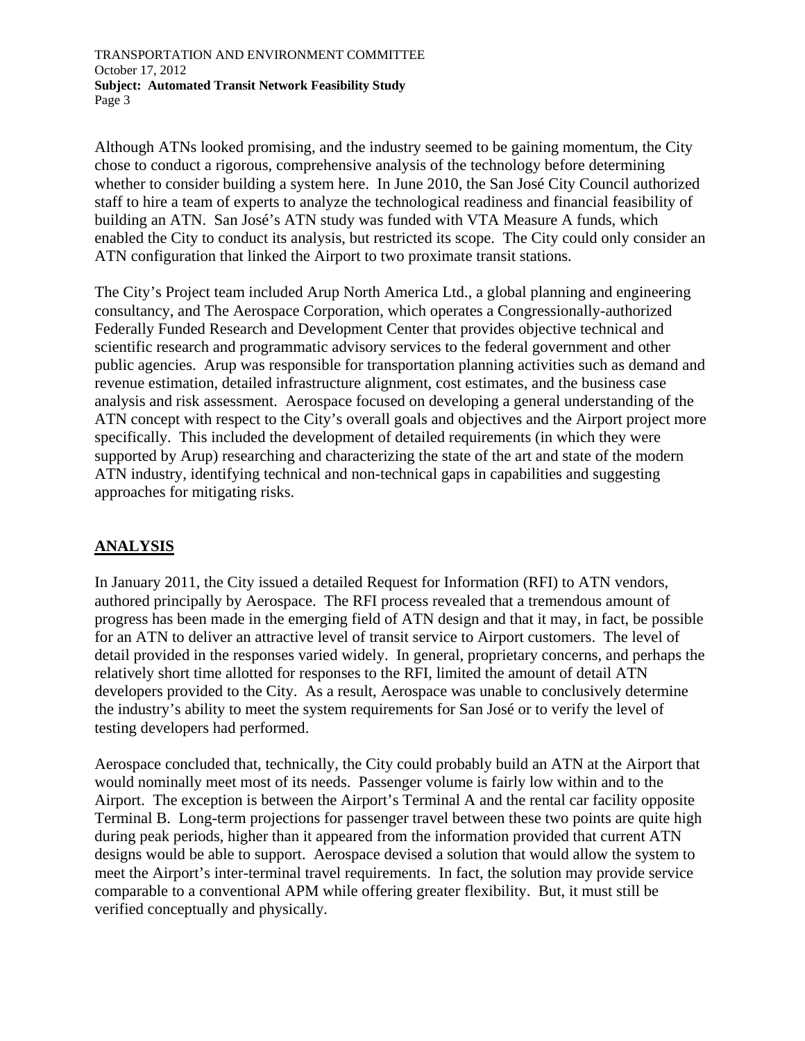Although ATNs looked promising, and the industry seemed to be gaining momentum, the City chose to conduct a rigorous, comprehensive analysis of the technology before determining whether to consider building a system here. In June 2010, the San José City Council authorized staff to hire a team of experts to analyze the technological readiness and financial feasibility of building an ATN. San José's ATN study was funded with VTA Measure A funds, which enabled the City to conduct its analysis, but restricted its scope. The City could only consider an ATN configuration that linked the Airport to two proximate transit stations.

The City's Project team included Arup North America Ltd., a global planning and engineering consultancy, and The Aerospace Corporation, which operates a Congressionally-authorized Federally Funded Research and Development Center that provides objective technical and scientific research and programmatic advisory services to the federal government and other public agencies. Arup was responsible for transportation planning activities such as demand and revenue estimation, detailed infrastructure alignment, cost estimates, and the business case analysis and risk assessment. Aerospace focused on developing a general understanding of the ATN concept with respect to the City's overall goals and objectives and the Airport project more specifically. This included the development of detailed requirements (in which they were supported by Arup) researching and characterizing the state of the art and state of the modern ATN industry, identifying technical and non-technical gaps in capabilities and suggesting approaches for mitigating risks.

## ANALYSIS

In January 2011, the City issued a detailed Request for Information (RFI) to ATN vendors, authored principally by Aerospace. The RFI process revealed that a tremendous amount of progress has been made in the emerging field of ATN design and that it may, in fact, be possible for an ATN to deliver an attractive level of transit service to Airport customers. The level of detail provided in the responses varied widely. In general, proprietary concerns, and perhaps the relatively short time allotted for responses to the RFI, limited the amount of detail ATN developers provided to the City. As a result, Aerospace was unable to conclusively determine the industry's ability to meet the system requirements for San José or to verify the level of testing developers had performed.

Aerospace concluded that, technically, the City could probably build an ATN at the Airport that would nominally meet most of its needs. Passenger volume is fairly low within and to the Airport. The exception is between the Airport's Terminal A and the rental car facility opposite Terminal B. Long-term projections for passenger travel between these two points are quite high during peak periods, higher than it appeared from the information provided that current ATN designs would be able to support. Aerospace devised a solution that would allow the system to meet the Airport's inter-terminal travel requirements. In fact, the solution may provide service comparable to a conventional APM while offering greater flexibility. But, it must still be verified conceptually and physically.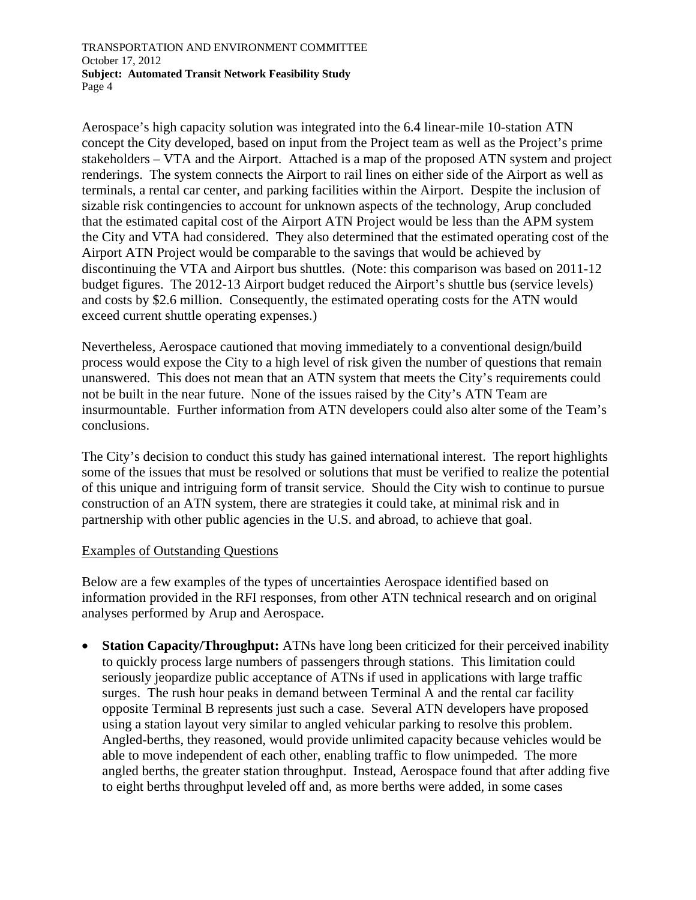Aerospace's high capacity solution was integrated into the 6.4 linear-mile 10-station ATN concept the City developed, based on input from the Project team as well as the Project's prime stakeholders – VTA and the Airport. Attached is a map of the proposed ATN system and project renderings. The system connects the Airport to rail lines on either side of the Airport as well as terminals, a rental car center, and parking facilities within the Airport. Despite the inclusion of sizable risk contingencies to account for unknown aspects of the technology, Arup concluded that the estimated capital cost of the Airport ATN Project would be less than the APM system the City and VTA had considered. They also determined that the estimated operating cost of the Airport ATN Project would be comparable to the savings that would be achieved by discontinuing the VTA and Airport bus shuttles. (Note: this comparison was based on 2011-12 budget figures. The 2012-13 Airport budget reduced the Airport's shuttle bus (service levels) and costs by $2.6 million. Consequently, the estimated operating costs for the ATN would exceed current shuttle operating expenses.)

Nevertheless, Aerospace cautioned that moving immediately to a conventional design/build process would expose the City to a high level of risk given the number of questions that remain unanswered. This does not mean that an ATN system that meets the City's requirements could not be built in the near future. None of the issues raised by the City's ATN Team are insurmountable. Further information from ATN developers could also alter some of the Team's conclusions.

The City's decision to conduct this study has gained international interest. The report highlights some of the issues that must be resolved or solutions that must be verified to realize the potential of this unique and intriguing form of transit service. Should the City wish to continue to pursue construction of an ATN system, there are strategies it could take, at minimal risk and in partnership with other public agencies in the U.S. and abroad, to achieve that goal.

Examples of Outstanding Questions

Below are a few examples of the types of uncertainties Aerospace identified based on information provided in the RFI responses, from other ATN technical research and on original analyses performed by Arup and Aerospace.

- **Station Capacity/Throughput:** ATNs have long been criticized for their perceived inability to quickly process large numbers of passengers through stations. This limitation could seriously jeopardize public acceptance of ATNs if used in applications with large traffic surges. The rush hour peaks in demand between Terminal A and the rental car facility opposite Terminal B represents just such a case. Several ATN developers have proposed using a station layout very similar to angled vehicular parking to resolve this problem. Angled-berths, they reasoned, would provide unlimited capacity because vehicles would be able to move independent of each other, enabling traffic to flow unimpeded. The more angled berths, the greater station throughput. Instead, Aerospace found that after adding five to eight berths throughput leveled off and, as more berths were added, in some cases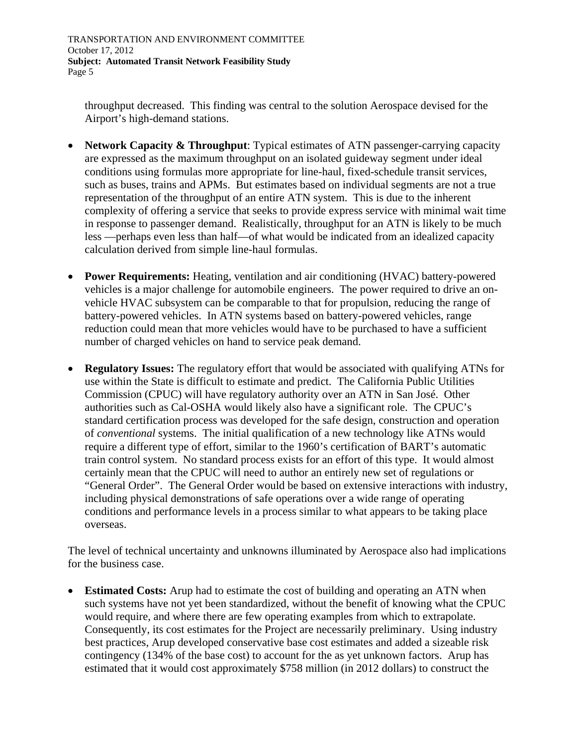throughput decreased. This finding was central to the solution Aerospace devised for the Airport's high-demand stations.

- **Network Capacity & Throughput**: Typical estimates of ATN passenger-carrying capacity are expressed as the maximum throughput on an isolated guideway segment under ideal conditions using formulas more appropriate for line-haul, fixed-schedule transit services, such as buses, trains and APMs. But estimates based on individual segments are not a true representation of the throughput of an entire ATN system. This is due to the inherent complexity of offering a service that seeks to provide express service with minimal wait time in response to passenger demand. Realistically, throughput for an ATN is likely to be much less —perhaps even less than half—of what would be indicated from an idealized capacity calculation derived from simple line-haul formulas.

- **Power Requirements:** Heating, ventilation and air conditioning (HVAC) battery-powered vehicles is a major challenge for automobile engineers. The power required to drive an on-vehicle HVAC subsystem can be comparable to that for propulsion, reducing the range of battery-powered vehicles. In ATN systems based on battery-powered vehicles, range reduction could mean that more vehicles would have to be purchased to have a sufficient number of charged vehicles on hand to service peak demand.

- **Regulatory Issues:** The regulatory effort that would be associated with qualifying ATNs for use within the State is difficult to estimate and predict. The California Public Utilities Commission (CPUC) will have regulatory authority over an ATN in San José. Other authorities such as Cal-OSHA would likely also have a significant role. The CPUC's standard certification process was developed for the safe design, construction and operation of *conventional* systems. The initial qualification of a new technology like ATNs would require a different type of effort, similar to the 1960's certification of BART's automatic train control system. No standard process exists for an effort of this type. It would almost certainly mean that the CPUC will need to author an entirely new set of regulations or "General Order". The General Order would be based on extensive interactions with industry, including physical demonstrations of safe operations over a wide range of operating conditions and performance levels in a process similar to what appears to be taking place overseas.

The level of technical uncertainty and unknowns illuminated by Aerospace also had implications for the business case.

- **Estimated Costs:** Arup had to estimate the cost of building and operating an ATN when such systems have not yet been standardized, without the benefit of knowing what the CPUC would require, and where there are few operating examples from which to extrapolate. Consequently, its cost estimates for the Project are necessarily preliminary. Using industry best practices, Arup developed conservative base cost estimates and added a sizeable risk contingency (134% of the base cost) to account for the as yet unknown factors. Arup has estimated that it would cost approximately $758 million (in 2012 dollars) to construct the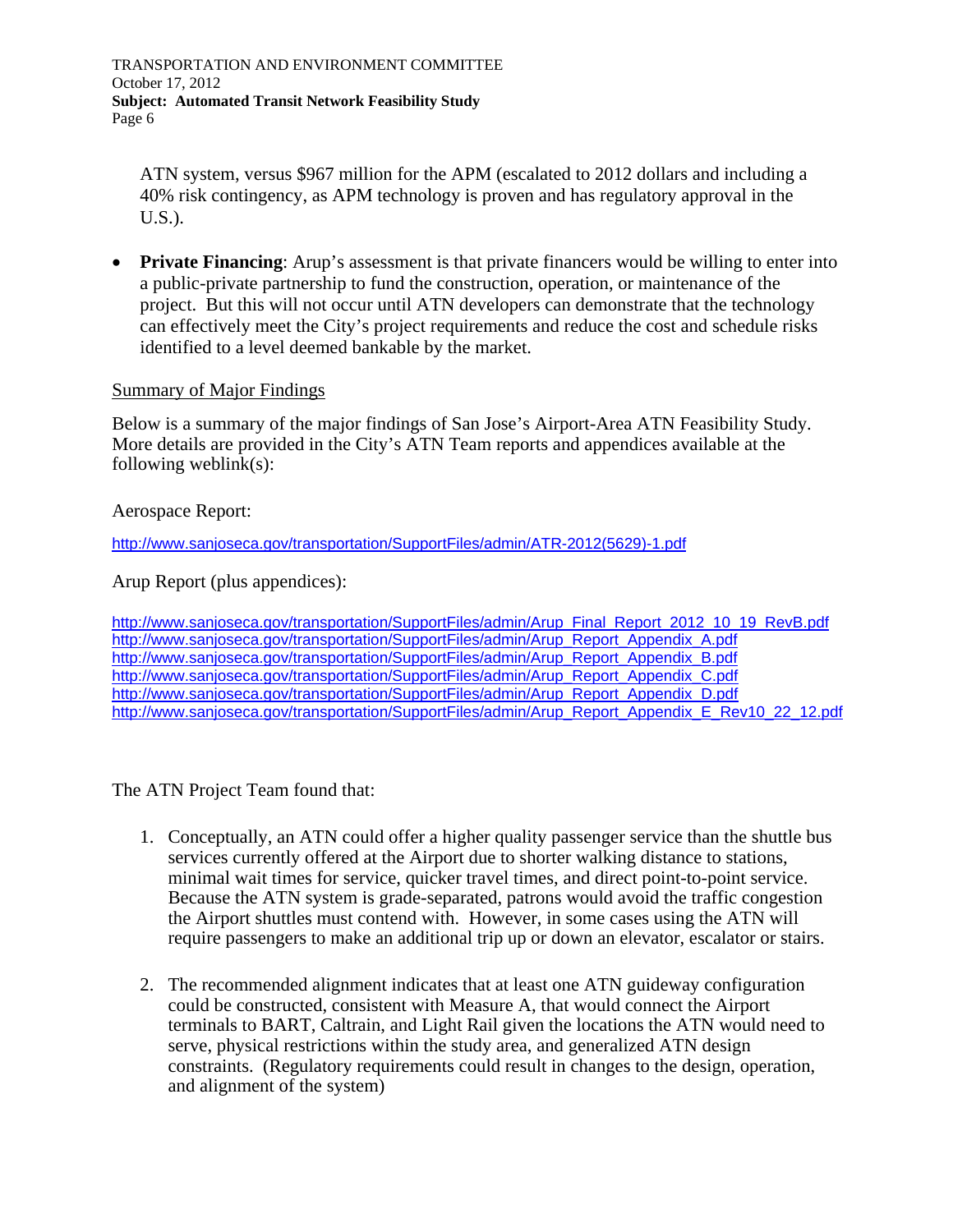ATN system, versus $967 million for the APM (escalated to 2012 dollars and including a 40% risk contingency, as APM technology is proven and has regulatory approval in the U.S.).

- **Private Financing**: Arup's assessment is that private financers would be willing to enter into a public-private partnership to fund the construction, operation, or maintenance of the project. But this will not occur until ATN developers can demonstrate that the technology can effectively meet the City's project requirements and reduce the cost and schedule risks identified to a level deemed bankable by the market.

## Summary of Major Findings

Below is a summary of the major findings of San Jose's Airport-Area ATN Feasibility Study. More details are provided in the City's ATN Team reports and appendices available at the following weblink(s):

Aerospace Report:

http://www.sanjoseca.gov/transportation/SupportFiles/admin/ATR-2012(5629)-1.pdf

Arup Report (plus appendices):

http://www.sanjoseca.gov/transportation/SupportFiles/admin/Arup_Final_Report_2012_10_19_RevB.pdf
http://www.sanjoseca.gov/transportation/SupportFiles/admin/Arup_Report_Appendix_A.pdf
http://www.sanjoseca.gov/transportation/SupportFiles/admin/Arup_Report_Appendix_B.pdf
http://www.sanjoseca.gov/transportation/SupportFiles/admin/Arup_Report_Appendix_C.pdf
http://www.sanjoseca.gov/transportation/SupportFiles/admin/Arup_Report_Appendix_D.pdf
http://www.sanjoseca.gov/transportation/SupportFiles/admin/Arup_Report_Appendix_E_Rev10_22_12.pdf

The ATN Project Team found that:

1. Conceptually, an ATN could offer a higher quality passenger service than the shuttle bus services currently offered at the Airport due to shorter walking distance to stations, minimal wait times for service, quicker travel times, and direct point-to-point service. Because the ATN system is grade-separated, patrons would avoid the traffic congestion the Airport shuttles must contend with. However, in some cases using the ATN will require passengers to make an additional trip up or down an elevator, escalator or stairs.

2. The recommended alignment indicates that at least one ATN guideway configuration could be constructed, consistent with Measure A, that would connect the Airport terminals to BART, Caltrain, and Light Rail given the locations the ATN would need to serve, physical restrictions within the study area, and generalized ATN design constraints. (Regulatory requirements could result in changes to the design, operation, and alignment of the system)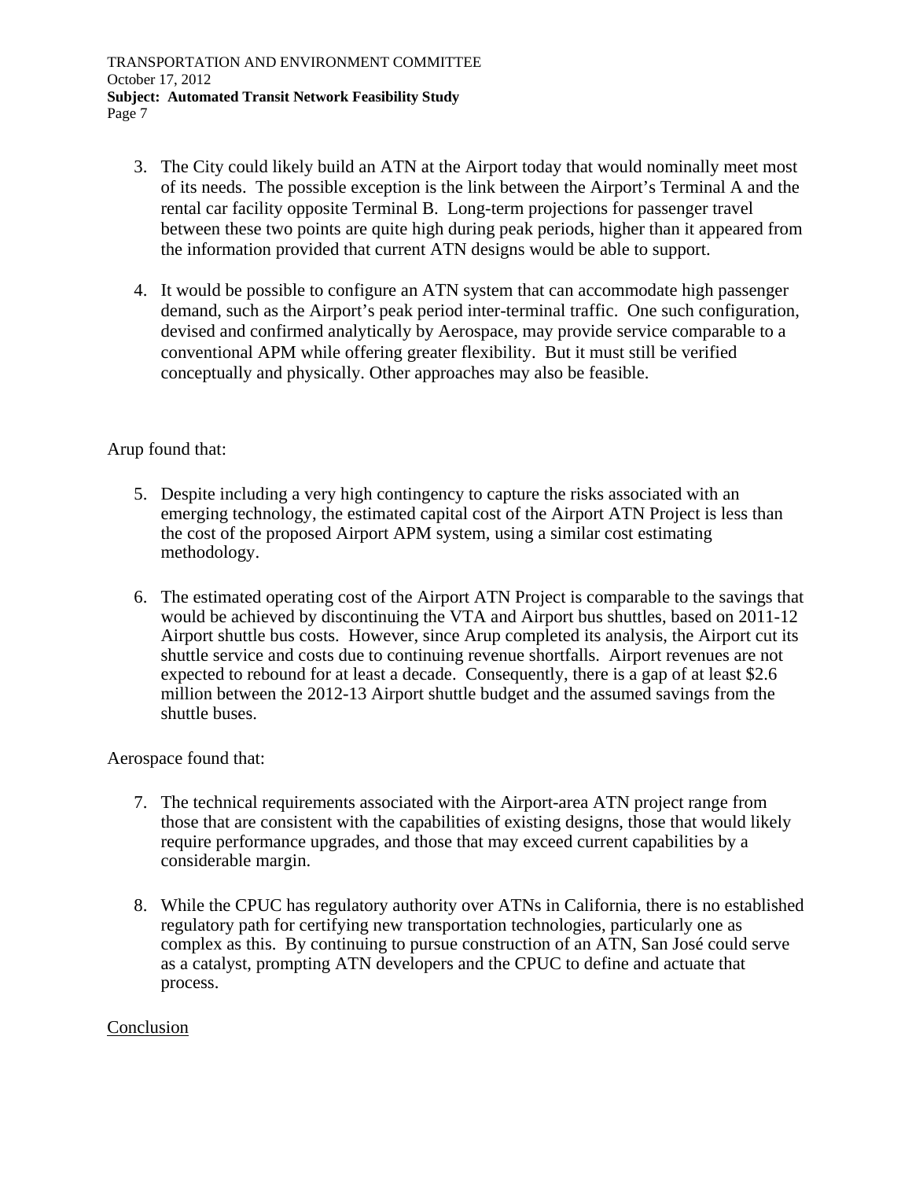3. The City could likely build an ATN at the Airport today that would nominally meet most of its needs. The possible exception is the link between the Airport's Terminal A and the rental car facility opposite Terminal B. Long-term projections for passenger travel between these two points are quite high during peak periods, higher than it appeared from the information provided that current ATN designs would be able to support.

4. It would be possible to configure an ATN system that can accommodate high passenger demand, such as the Airport's peak period inter-terminal traffic. One such configuration, devised and confirmed analytically by Aerospace, may provide service comparable to a conventional APM while offering greater flexibility. But it must still be verified conceptually and physically. Other approaches may also be feasible.

Arup found that:

5. Despite including a very high contingency to capture the risks associated with an emerging technology, the estimated capital cost of the Airport ATN Project is less than the cost of the proposed Airport APM system, using a similar cost estimating methodology.

6. The estimated operating cost of the Airport ATN Project is comparable to the savings that would be achieved by discontinuing the VTA and Airport bus shuttles, based on 2011-12 Airport shuttle bus costs. However, since Arup completed its analysis, the Airport cut its shuttle service and costs due to continuing revenue shortfalls. Airport revenues are not expected to rebound for at least a decade. Consequently, there is a gap of at least $2.6 million between the 2012-13 Airport shuttle budget and the assumed savings from the shuttle buses.

Aerospace found that:

7. The technical requirements associated with the Airport-area ATN project range from those that are consistent with the capabilities of existing designs, those that would likely require performance upgrades, and those that may exceed current capabilities by a considerable margin.

8. While the CPUC has regulatory authority over ATNs in California, there is no established regulatory path for certifying new transportation technologies, particularly one as complex as this. By continuing to pursue construction of an ATN, San José could serve as a catalyst, prompting ATN developers and the CPUC to define and actuate that process.

<u>Conclusion</u>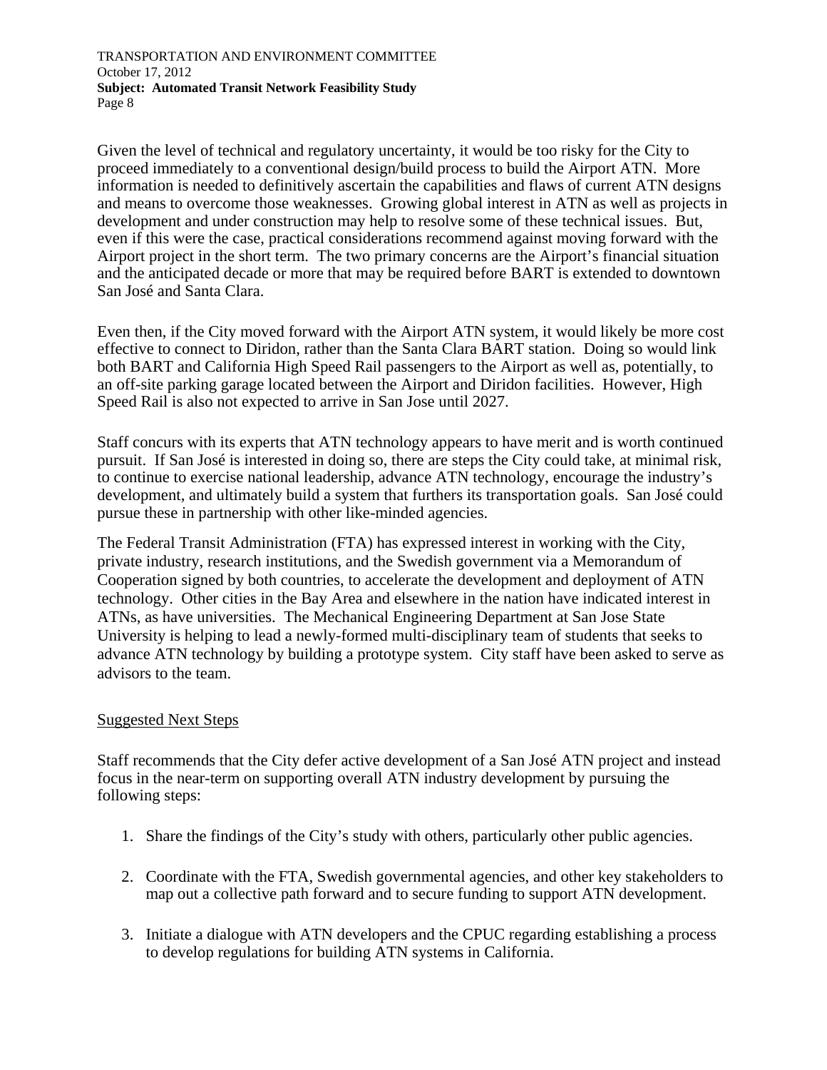Given the level of technical and regulatory uncertainty, it would be too risky for the City to proceed immediately to a conventional design/build process to build the Airport ATN. More information is needed to definitively ascertain the capabilities and flaws of current ATN designs and means to overcome those weaknesses. Growing global interest in ATN as well as projects in development and under construction may help to resolve some of these technical issues. But, even if this were the case, practical considerations recommend against moving forward with the Airport project in the short term. The two primary concerns are the Airport's financial situation and the anticipated decade or more that may be required before BART is extended to downtown San José and Santa Clara.

Even then, if the City moved forward with the Airport ATN system, it would likely be more cost effective to connect to Diridon, rather than the Santa Clara BART station. Doing so would link both BART and California High Speed Rail passengers to the Airport as well as, potentially, to an off-site parking garage located between the Airport and Diridon facilities. However, High Speed Rail is also not expected to arrive in San Jose until 2027.

Staff concurs with its experts that ATN technology appears to have merit and is worth continued pursuit. If San José is interested in doing so, there are steps the City could take, at minimal risk, to continue to exercise national leadership, advance ATN technology, encourage the industry's development, and ultimately build a system that furthers its transportation goals. San José could pursue these in partnership with other like-minded agencies.

The Federal Transit Administration (FTA) has expressed interest in working with the City, private industry, research institutions, and the Swedish government via a Memorandum of Cooperation signed by both countries, to accelerate the development and deployment of ATN technology. Other cities in the Bay Area and elsewhere in the nation have indicated interest in ATNs, as have universities. The Mechanical Engineering Department at San Jose State University is helping to lead a newly-formed multi-disciplinary team of students that seeks to advance ATN technology by building a prototype system. City staff have been asked to serve as advisors to the team.

## Suggested Next Steps

Staff recommends that the City defer active development of a San José ATN project and instead focus in the near-term on supporting overall ATN industry development by pursuing the following steps:

1. Share the findings of the City's study with others, particularly other public agencies.

2. Coordinate with the FTA, Swedish governmental agencies, and other key stakeholders to map out a collective path forward and to secure funding to support ATN development.

3. Initiate a dialogue with ATN developers and the CPUC regarding establishing a process to develop regulations for building ATN systems in California.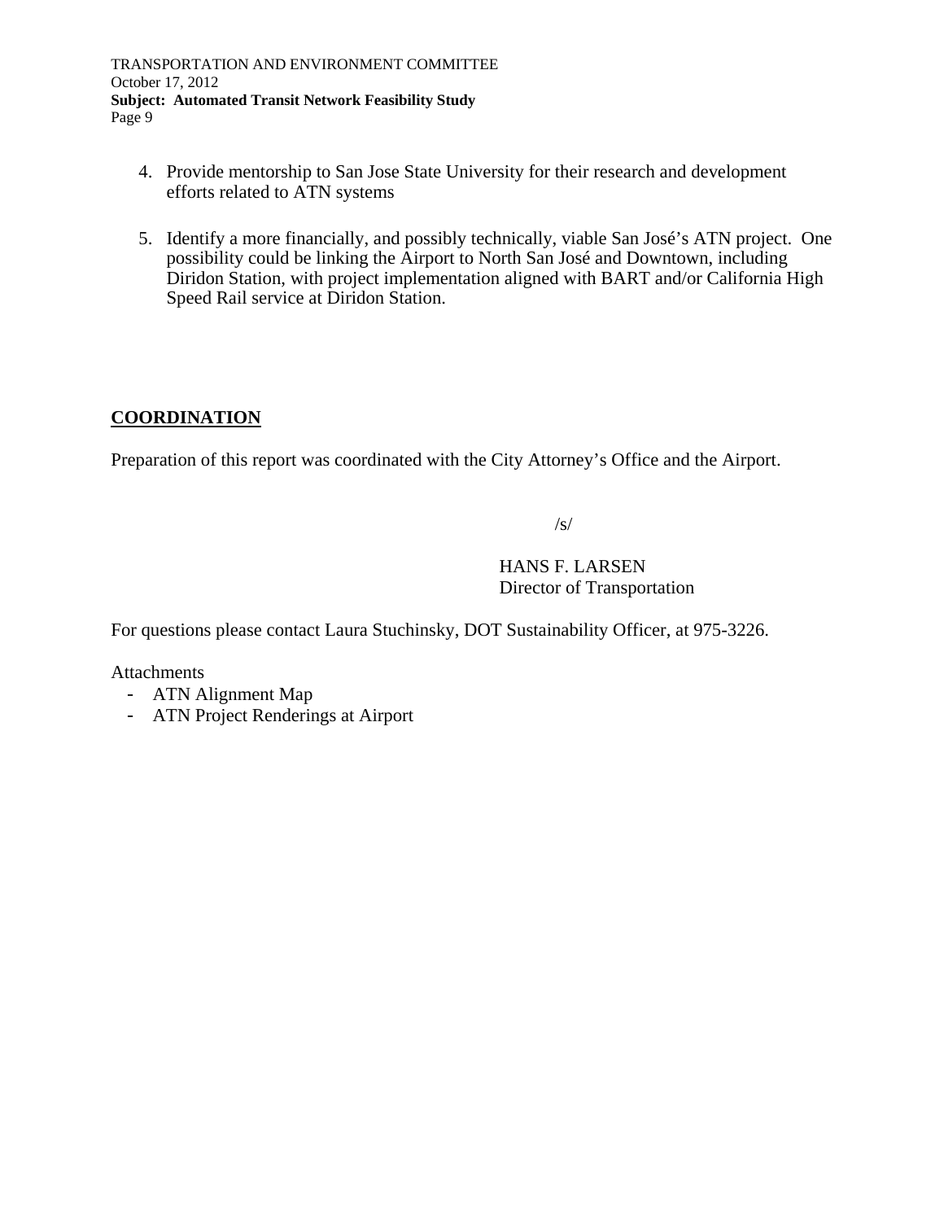4. Provide mentorship to San Jose State University for their research and development efforts related to ATN systems

5. Identify a more financially, and possibly technically, viable San José's ATN project. One possibility could be linking the Airport to North San José and Downtown, including Diridon Station, with project implementation aligned with BART and/or California High Speed Rail service at Diridon Station.

## COORDINATION

Preparation of this report was coordinated with the City Attorney's Office and the Airport.

/s/

HANS F. LARSEN
Director of Transportation

For questions please contact Laura Stuchinsky, DOT Sustainability Officer, at 975-3226.

Attachments

- ATN Alignment Map
- ATN Project Renderings at Airport